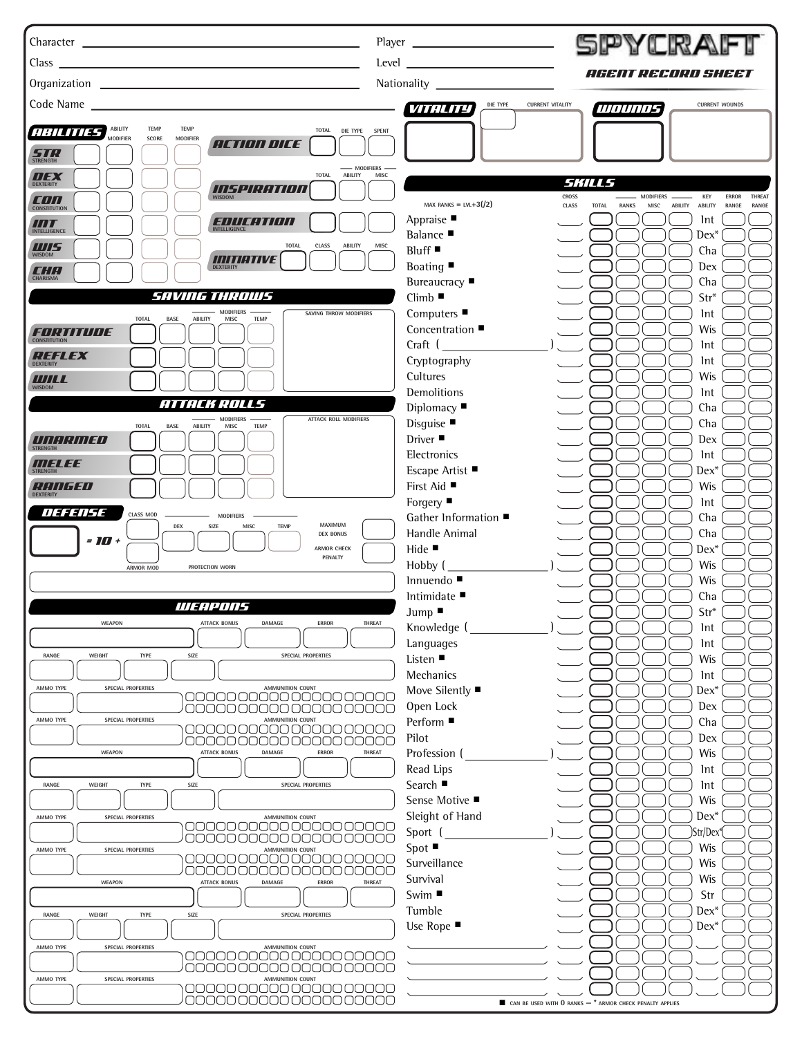# SPYCRAFT

## AGENT RECORD SHEET

Character ____________________ Player ____________________

Class ____________________ Level ____________________

Organization ____________________ Nationality ____________________

Code Name ____________________

## VITALITY

| VITALITY | DIE TYPE | CURRENT VITALITY |
|---|---|---|
| | | |

## WOUNDS

| WOUNDS | CURRENT WOUNDS |
|---|---|
| | |

## ABILITIES

| | ABILITY | MODIFIER | TEMP SCORE | TEMP MODIFIER |
|---|---|---|---|---|
| STR (STRENGTH) | | | | |
| DEX (DEXTERITY) | | | | |
| CON (CONSTITUTION) | | | | |
| INT (INTELLIGENCE) | | | | |
| WIS (WISDOM) | | | | |
| CHA (CHARISMA) | | | | |

## ACTION DICE

| TOTAL | DIE TYPE | SPENT |
|---|---|---|
| | | |

| | TOTAL | MODIFIERS: ABILITY | MODIFIERS: MISC |
|---|---|---|---|
| INSPIRATION (WISDOM) | | | |
| EDUCATION (INTELLIGENCE) | | | |

| | TOTAL | CLASS | ABILITY | MISC |
|---|---|---|---|---|
| INITIATIVE (DEXTERITY) | | | | |

## SAVING THROWS

| | TOTAL | BASE | MODIFIERS: ABILITY | MODIFIERS: MISC | TEMP |
|---|---|---|---|---|---|
| FORTITUDE (CONSTITUTION) | | | | | |
| REFLEX (DEXTERITY) | | | | | |
| WILL (WISDOM) | | | | | |

SAVING THROW MODIFIERS

## ATTACK ROLLS

| | TOTAL | BASE | MODIFIERS: ABILITY | MODIFIERS: MISC | TEMP |
|---|---|---|---|---|---|
| UNARMED (STRENGTH) | | | | | |
| MELEE (STRENGTH) | | | | | |
| RANGED (DEXTERITY) | | | | | |

ATTACK ROLL MODIFIERS

## DEFENSE

| DEFENSE | | CLASS MOD / ARMOR MOD | MODIFIERS: DEX | MODIFIERS: SIZE | MODIFIERS: MISC | MODIFIERS: TEMP |
|---|---|---|---|---|---|---|
| | = 10 + | | | | | |

MAXIMUM DEX BONUS ____

ARMOR CHECK PENALTY ____

PROTECTION WORN ____________________

## WEAPONS

| WEAPON | ATTACK BONUS | DAMAGE | ERROR | THREAT |
|---|---|---|---|---|
| | | | | |

| RANGE | WEIGHT | TYPE | SIZE | SPECIAL PROPERTIES |
|---|---|---|---|---|
| | | | | |

| AMMO TYPE | SPECIAL PROPERTIES | AMMUNITION COUNT |
|---|---|---|
| | | |
| | | |

| WEAPON | ATTACK BONUS | DAMAGE | ERROR | THREAT |
|---|---|---|---|---|
| | | | | |

| RANGE | WEIGHT | TYPE | SIZE | SPECIAL PROPERTIES |
|---|---|---|---|---|
| | | | | |

| AMMO TYPE | SPECIAL PROPERTIES | AMMUNITION COUNT |
|---|---|---|
| | | |
| | | |

| WEAPON | ATTACK BONUS | DAMAGE | ERROR | THREAT |
|---|---|---|---|---|
| | | | | |

| RANGE | WEIGHT | TYPE | SIZE | SPECIAL PROPERTIES |
|---|---|---|---|---|
| | | | | |

| AMMO TYPE | SPECIAL PROPERTIES | AMMUNITION COUNT |
|---|---|---|
| | | |
| | | |

## SKILLS

MAX RANKS = LVL+3(/2)

| Skill | CROSS CLASS | TOTAL | RANKS | MODIFIERS: MISC | MODIFIERS: ABILITY | KEY ABILITY | ERROR RANGE | THREAT RANGE |
|---|---|---|---|---|---|---|---|---|
| Appraise ■ | | | | | | Int | | |
| Balance ■ | | | | | | Dex* | | |
| Bluff ■ | | | | | | Cha | | |
| Boating ■ | | | | | | Dex | | |
| Bureaucracy ■ | | | | | | Cha | | |
| Climb ■ | | | | | | Str* | | |
| Computers ■ | | | | | | Int | | |
| Concentration ■ | | | | | | Wis | | |
| Craft ( ____ ) | | | | | | Int | | |
| Cryptography | | | | | | Int | | |
| Cultures | | | | | | Wis | | |
| Demolitions | | | | | | Int | | |
| Diplomacy ■ | | | | | | Cha | | |
| Disguise ■ | | | | | | Cha | | |
| Driver ■ | | | | | | Dex | | |
| Electronics | | | | | | Int | | |
| Escape Artist ■ | | | | | | Dex* | | |
| First Aid ■ | | | | | | Wis | | |
| Forgery ■ | | | | | | Int | | |
| Gather Information ■ | | | | | | Cha | | |
| Handle Animal | | | | | | Cha | | |
| Hide ■ | | | | | | Dex* | | |
| Hobby ( ____ ) | | | | | | Wis | | |
| Innuendo ■ | | | | | | Wis | | |
| Intimidate ■ | | | | | | Cha | | |
| Jump ■ | | | | | | Str* | | |
| Knowledge ( ____ ) | | | | | | Int | | |
| Languages | | | | | | Int | | |
| Listen ■ | | | | | | Wis | | |
| Mechanics | | | | | | Int | | |
| Move Silently ■ | | | | | | Dex* | | |
| Open Lock | | | | | | Dex | | |
| Perform ■ | | | | | | Cha | | |
| Pilot | | | | | | Dex | | |
| Profession ( ____ ) | | | | | | Wis | | |
| Read Lips | | | | | | Int | | |
| Search ■ | | | | | | Int | | |
| Sense Motive ■ | | | | | | Wis | | |
| Sleight of Hand | | | | | | Dex* | | |
| Sport ( ____ ) | | | | | | Str/Dex* | | |
| Spot ■ | | | | | | Wis | | |
| Surveillance | | | | | | Wis | | |
| Survival | | | | | | Wis | | |
| Swim ■ | | | | | | Str | | |
| Tumble | | | | | | Dex* | | |
| Use Rope ■ | | | | | | Dex* | | |
| ____ | | | | | | | | |
| ____ | | | | | | | | |
| ____ | | | | | | | | |
| ____ | | | | | | | | |

■ CAN BE USED WITH 0 RANKS — * ARMOR CHECK PENALTY APPLIES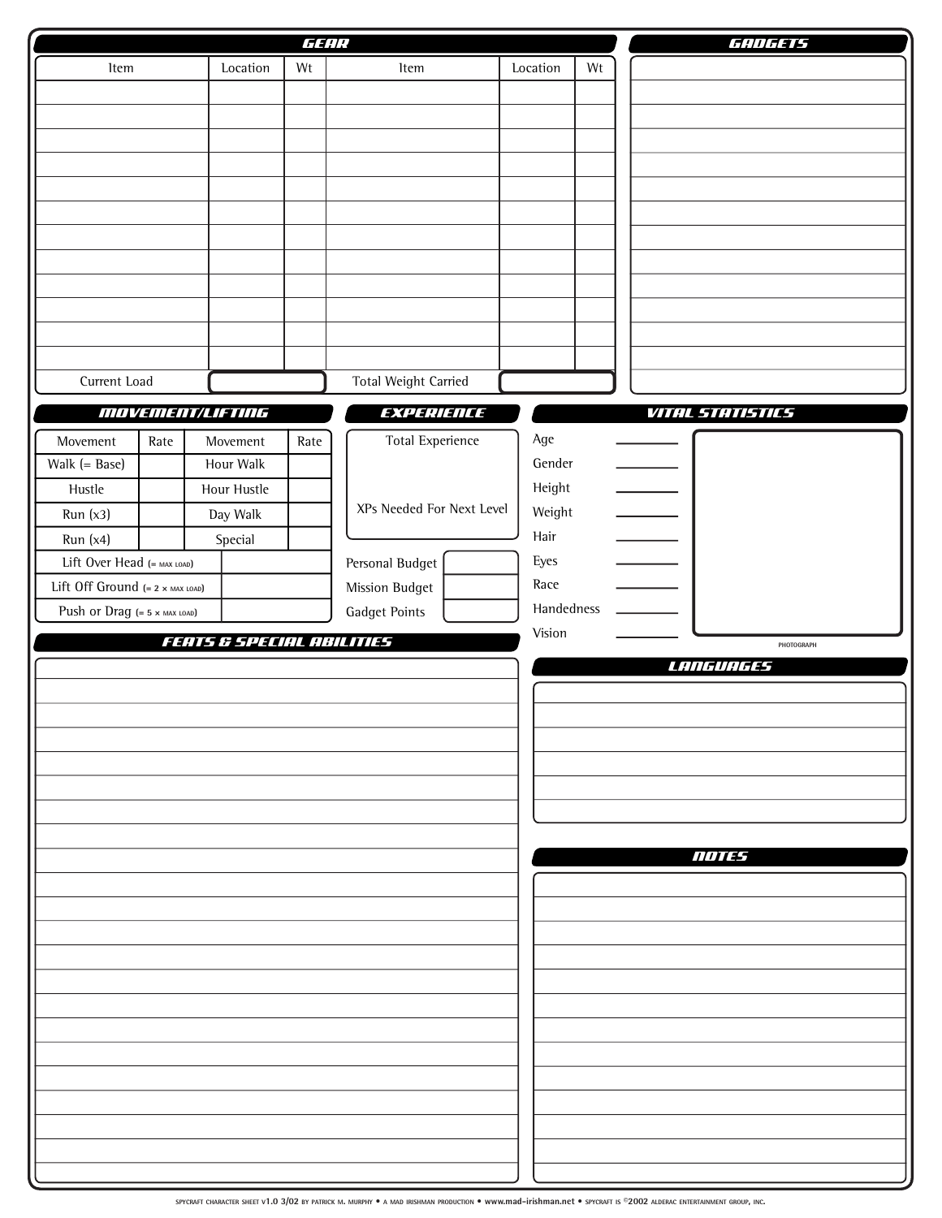## GEAR

| Item | Location | Wt | Item | Location | Wt |
|---|---|---|---|---|---|
| | | | | | |
| | | | | | |
| | | | | | |
| | | | | | |
| | | | | | |
| | | | | | |
| | | | | | |
| | | | | | |
| | | | | | |
| | | | | | |
| | | | | | |
| | | | | | |
| Current Load | | | Total Weight Carried | | |

## GADGETS

## MOVEMENT/LIFTING

| Movement | Rate | Movement | Rate |
|---|---|---|---|
| Walk (= Base) | | Hour Walk | |
| Hustle | | Hour Hustle | |
| Run (x3) | | Day Walk | |
| Run (x4) | | Special | |

| | |
|---|---|
| Lift Over Head (= MAX LOAD) | |
| Lift Off Ground (= 2 × MAX LOAD) | |
| Push or Drag (= 5 × MAX LOAD) | |

## EXPERIENCE

Total Experience

XPs Needed For Next Level

| | |
|---|---|
| Personal Budget | |
| Mission Budget | |
| Gadget Points | |

## VITAL STATISTICS

Age ________

Gender ________

Height ________

Weight ________

Hair ________

Eyes ________

Race ________

Handedness ________

Vision ________

PHOTOGRAPH

## FEATS & SPECIAL ABILITIES

## LANGUAGES

## NOTES